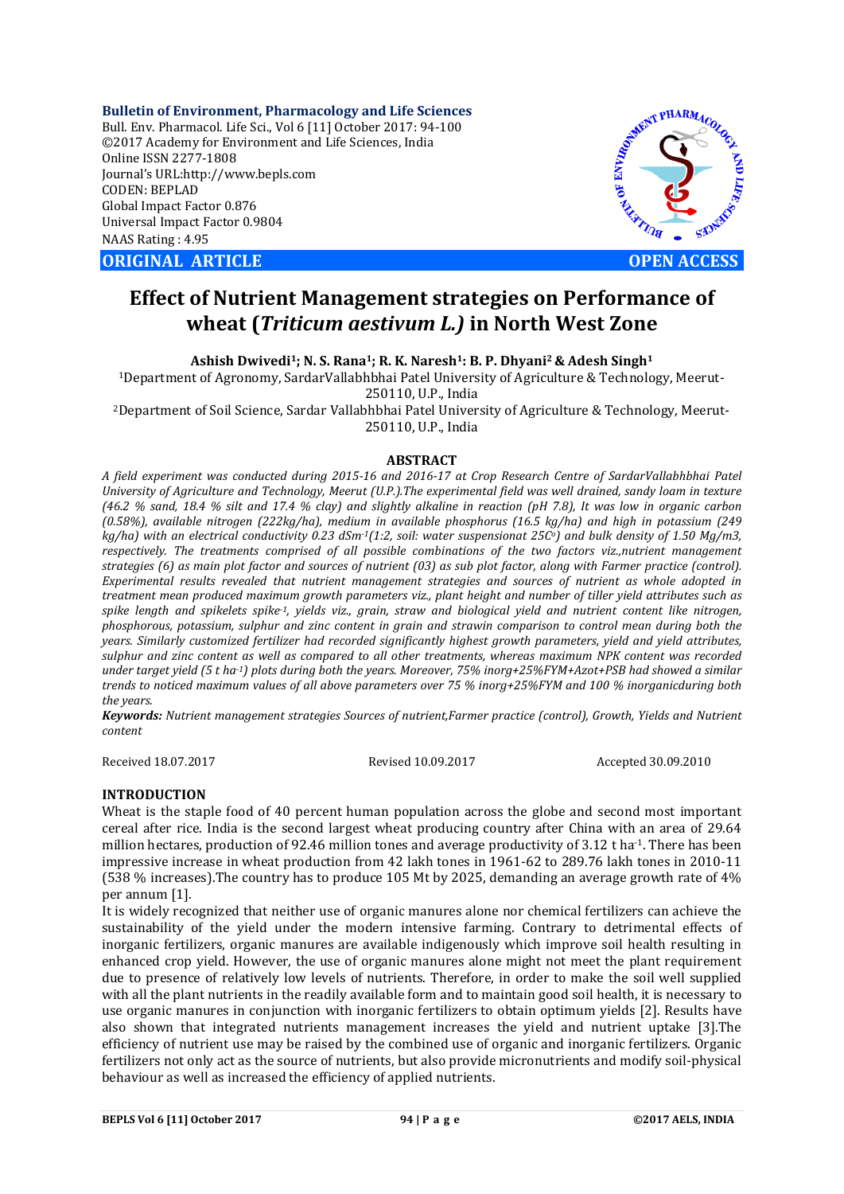**Bulletin of Environment, Pharmacology and Life Sciences**
Bull. Env. Pharmacol. Life Sci., Vol 6 [11] October 2017: 94-100
©2017 Academy for Environment and Life Sciences, India
Online ISSN 2277-1808
Journal's URL:http://www.bepls.com
CODEN: BEPLAD
Global Impact Factor 0.876
Universal Impact Factor 0.9804
NAAS Rating : 4.95

**ORIGINAL ARTICLE** **OPEN ACCESS**

# Effect of Nutrient Management strategies on Performance of wheat (*Triticum aestivum L.)* in North West Zone

**Ashish Dwivedi[1]; N. S. Rana[1]; R. K. Naresh[1]: B. P. Dhyani[2] & Adesh Singh[1]**

[1]Department of Agronomy, SardarVallabhbhai Patel University of Agriculture & Technology, Meerut-250110, U.P., India

[2]Department of Soil Science, Sardar Vallabhbhai Patel University of Agriculture & Technology, Meerut-250110, U.P., India

## ABSTRACT

*A field experiment was conducted during 2015-16 and 2016-17 at Crop Research Centre of SardarVallabhbhai Patel University of Agriculture and Technology, Meerut (U.P.).The experimental field was well drained, sandy loam in texture (46.2 % sand, 18.4 % silt and 17.4 % clay) and slightly alkaline in reaction (pH 7.8), It was low in organic carbon (0.58%), available nitrogen (222kg/ha), medium in available phosphorus (16.5 kg/ha) and high in potassium (249 kg/ha) with an electrical conductivity 0.23 $dSm^{-1}$(1:2, soil: water suspensionat 25$C^o$) and bulk density of 1.50 Mg/m3, respectively. The treatments comprised of all possible combinations of the two factors viz.,nutrient management strategies (6) as main plot factor and sources of nutrient (03) as sub plot factor, along with Farmer practice (control). Experimental results revealed that nutrient management strategies and sources of nutrient as whole adopted in treatment mean produced maximum growth parameters viz., plant height and number of tiller yield attributes such as spike length and spikelets $spike^{-1}$, yields viz., grain, straw and biological yield and nutrient content like nitrogen, phosphorous, potassium, sulphur and zinc content in grain and strawin comparison to control mean during both the years. Similarly customized fertilizer had recorded significantly highest growth parameters, yield and yield attributes, sulphur and zinc content as well as compared to all other treatments, whereas maximum NPK content was recorded under target yield (5 t $ha^{-1}$) plots during both the years. Moreover, 75% inorg+25%FYM+Azot+PSB had showed a similar trends to noticed maximum values of all above parameters over 75 % inorg+25%FYM and 100 % inorganicduring both the years.*

***Keywords:*** *Nutrient management strategies Sources of nutrient,Farmer practice (control), Growth, Yields and Nutrient content*

Received 18.07.2017 Revised 10.09.2017 Accepted 30.09.2010

## INTRODUCTION

Wheat is the staple food of 40 percent human population across the globe and second most important cereal after rice. India is the second largest wheat producing country after China with an area of 29.64 million hectares, production of 92.46 million tones and average productivity of 3.12 t $ha^{-1}$. There has been impressive increase in wheat production from 42 lakh tones in 1961-62 to 289.76 lakh tones in 2010-11 (538 % increases).The country has to produce 105 Mt by 2025, demanding an average growth rate of 4% per annum [1].

It is widely recognized that neither use of organic manures alone nor chemical fertilizers can achieve the sustainability of the yield under the modern intensive farming. Contrary to detrimental effects of inorganic fertilizers, organic manures are available indigenously which improve soil health resulting in enhanced crop yield. However, the use of organic manures alone might not meet the plant requirement due to presence of relatively low levels of nutrients. Therefore, in order to make the soil well supplied with all the plant nutrients in the readily available form and to maintain good soil health, it is necessary to use organic manures in conjunction with inorganic fertilizers to obtain optimum yields [2]. Results have also shown that integrated nutrients management increases the yield and nutrient uptake [3].The efficiency of nutrient use may be raised by the combined use of organic and inorganic fertilizers. Organic fertilizers not only act as the source of nutrients, but also provide micronutrients and modify soil-physical behaviour as well as increased the efficiency of applied nutrients.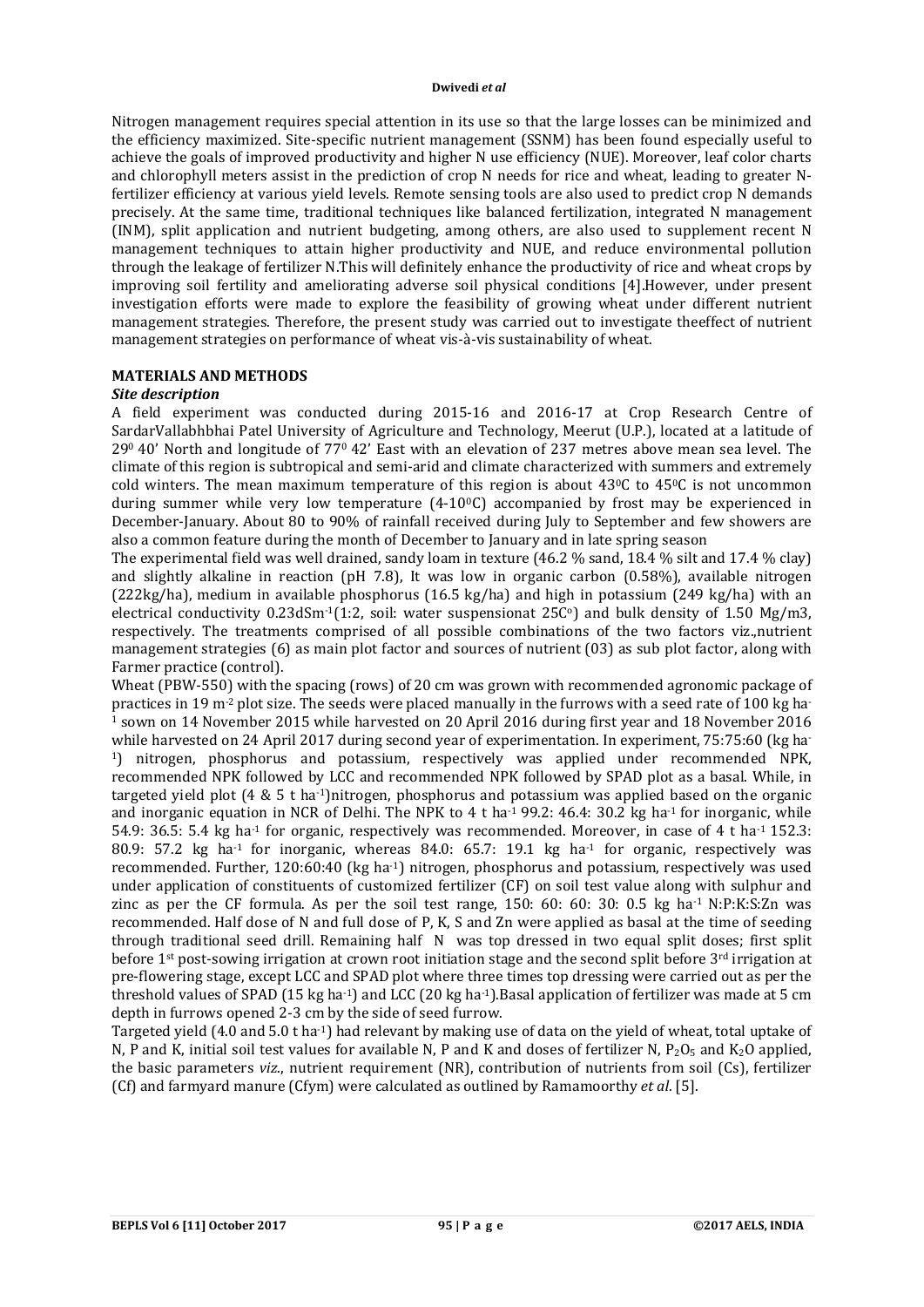Nitrogen management requires special attention in its use so that the large losses can be minimized and the efficiency maximized. Site-specific nutrient management (SSNM) has been found especially useful to achieve the goals of improved productivity and higher N use efficiency (NUE). Moreover, leaf color charts and chlorophyll meters assist in the prediction of crop N needs for rice and wheat, leading to greater N-fertilizer efficiency at various yield levels. Remote sensing tools are also used to predict crop N demands precisely. At the same time, traditional techniques like balanced fertilization, integrated N management (INM), split application and nutrient budgeting, among others, are also used to supplement recent N management techniques to attain higher productivity and NUE, and reduce environmental pollution through the leakage of fertilizer N.This will definitely enhance the productivity of rice and wheat crops by improving soil fertility and ameliorating adverse soil physical conditions [4].However, under present investigation efforts were made to explore the feasibility of growing wheat under different nutrient management strategies. Therefore, the present study was carried out to investigate theeffect of nutrient management strategies on performance of wheat vis-à-vis sustainability of wheat.

## MATERIALS AND METHODS

### *Site description*

A field experiment was conducted during 2015-16 and 2016-17 at Crop Research Centre of SardarVallabhbhai Patel University of Agriculture and Technology, Meerut (U.P.), located at a latitude of $29^0$ 40' North and longitude of $77^0$ 42' East with an elevation of 237 metres above mean sea level. The climate of this region is subtropical and semi-arid and climate characterized with summers and extremely cold winters. The mean maximum temperature of this region is about $43^0$C to $45^0$C is not uncommon during summer while very low temperature (4-$10^0$C) accompanied by frost may be experienced in December-January. About 80 to 90% of rainfall received during July to September and few showers are also a common feature during the month of December to January and in late spring season

The experimental field was well drained, sandy loam in texture (46.2 % sand, 18.4 % silt and 17.4 % clay) and slightly alkaline in reaction (pH 7.8), It was low in organic carbon (0.58%), available nitrogen (222kg/ha), medium in available phosphorus (16.5 kg/ha) and high in potassium (249 kg/ha) with an electrical conductivity 0.23dS$m^{-1}$(1:2, soil: water suspensionat 25C$^o$) and bulk density of 1.50 Mg/m3, respectively. The treatments comprised of all possible combinations of the two factors viz.,nutrient management strategies (6) as main plot factor and sources of nutrient (03) as sub plot factor, along with Farmer practice (control).

Wheat (PBW-550) with the spacing (rows) of 20 cm was grown with recommended agronomic package of practices in 19 $m^{-2}$ plot size. The seeds were placed manually in the furrows with a seed rate of 100 kg $ha^{-1}$ sown on 14 November 2015 while harvested on 20 April 2016 during first year and 18 November 2016 while harvested on 24 April 2017 during second year of experimentation. In experiment, 75:75:60 (kg $ha^{-1}$) nitrogen, phosphorus and potassium, respectively was applied under recommended NPK, recommended NPK followed by LCC and recommended NPK followed by SPAD plot as a basal. While, in targeted yield plot (4 & 5 t $ha^{-1}$)nitrogen, phosphorus and potassium was applied based on the organic and inorganic equation in NCR of Delhi. The NPK to 4 t $ha^{-1}$ 99.2: 46.4: 30.2 kg $ha^{-1}$ for inorganic, while 54.9: 36.5: 5.4 kg $ha^{-1}$ for organic, respectively was recommended. Moreover, in case of 4 t $ha^{-1}$ 152.3: 80.9: 57.2 kg $ha^{-1}$ for inorganic, whereas 84.0: 65.7: 19.1 kg $ha^{-1}$ for organic, respectively was recommended. Further, 120:60:40 (kg $ha^{-1}$) nitrogen, phosphorus and potassium, respectively was used under application of constituents of customized fertilizer (CF) on soil test value along with sulphur and zinc as per the CF formula. As per the soil test range, 150: 60: 60: 30: 0.5 kg $ha^{-1}$ N:P:K:S:Zn was recommended. Half dose of N and full dose of P, K, S and Zn were applied as basal at the time of seeding through traditional seed drill. Remaining half N was top dressed in two equal split doses; first split before 1$^{st}$ post-sowing irrigation at crown root initiation stage and the second split before 3$^{rd}$ irrigation at pre-flowering stage, except LCC and SPAD plot where three times top dressing were carried out as per the threshold values of SPAD (15 kg $ha^{-1}$) and LCC (20 kg $ha^{-1}$).Basal application of fertilizer was made at 5 cm depth in furrows opened 2-3 cm by the side of seed furrow.

Targeted yield (4.0 and 5.0 t $ha^{-1}$) had relevant by making use of data on the yield of wheat, total uptake of N, P and K, initial soil test values for available N, P and K and doses of fertilizer N, $P_2O_5$ and $K_2O$ applied, the basic parameters *viz*., nutrient requirement (NR), contribution of nutrients from soil (Cs), fertilizer (Cf) and farmyard manure (Cfym) were calculated as outlined by Ramamoorthy *et al*. [5].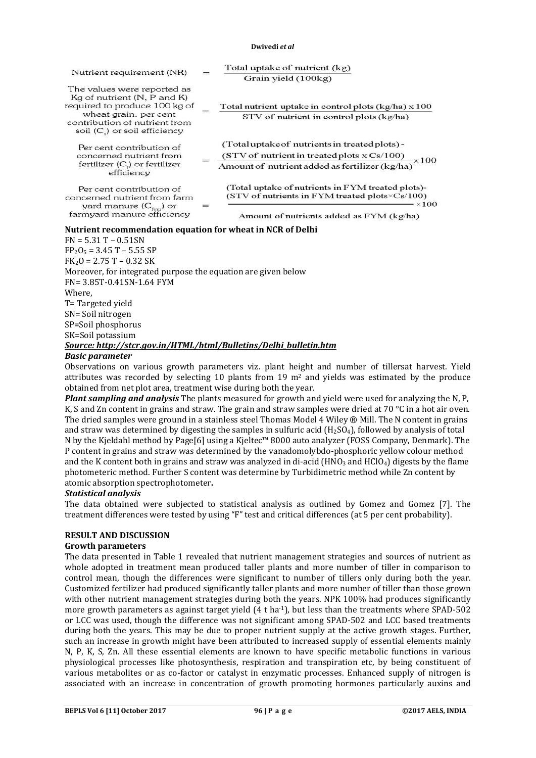$$\text{Nutrient requirement (NR)} = \frac{\text{Total uptake of nutrient (kg)}}{\text{Grain yield (100kg)}}$$

The values were reported as Kg of nutrient (N, P and K) required to produce 100 kg of wheat grain. per cent contribution of nutrient from soil ($C_s$) or soil efficiency

$$= \frac{\text{Total nutrient uptake in control plots (kg/ha)} \times 100}{\text{STV of nutrient in control plots (kg/ha)}}$$

Per cent contribution of concerned nutrient from fertilizer ($C_f$) or fertilizer efficiency

$$= \frac{(\text{Total uptake of nutrients in treated plots}) - (\text{STV of nutrient in treated plots} \times Cs/100)}{\text{Amount of nutrient added as fertilizer (kg/ha)}} \times 100$$

Per cent contribution of concerned nutrient from farm yard manure ($C_{fym}$) or farmyard manure efficiency

$$= \frac{(\text{Total uptake of nutrients in FYM treated plots}) - (\text{STV of nutrients in FYM treated plots} \times Cs/100)}{\text{Amount of nutrients added as FYM (kg/ha)}} \times 100$$

**Nutrient recommendation equation for wheat in NCR of Delhi**

FN = 5.31 T – 0.51SN

$FP_2O_5$ = 3.45 T – 5.55 SP

$FK_2O$ = 2.75 T – 0.32 SK

Moreover, for integrated purpose the equation are given below

FN= 3.85T-0.41SN-1.64 FYM

Where,

T= Targeted yield

SN= Soil nitrogen

SP=Soil phosphorus

SK=Soil potassium

***Source: http://stcr.gov.in/HTML/html/Bulletins/Delhi_bulletin.htm***

***Basic parameter***

Observations on various growth parameters viz. plant height and number of tillersat harvest. Yield attributes was recorded by selecting 10 plants from 19 $m^2$ and yields was estimated by the produce obtained from net plot area, treatment wise during both the year.

***Plant sampling and analysis*** The plants measured for growth and yield were used for analyzing the N, P, K, S and Zn content in grains and straw. The grain and straw samples were dried at 70 °C in a hot air oven. The dried samples were ground in a stainless steel Thomas Model 4 Wiley ® Mill. The N content in grains and straw was determined by digesting the samples in sulfuric acid ($H_2SO_4$), followed by analysis of total N by the Kjeldahl method by Page[6] using a Kjeltec™ 8000 auto analyzer (FOSS Company, Denmark). The P content in grains and straw was determined by the vanadomolybdo-phosphoric yellow colour method and the K content both in grains and straw was analyzed in di-acid ($HNO_3$ and $HClO_4$) digests by the flame photometeric method. Further S content was determine by Turbidimetric method while Zn content by atomic absorption spectrophotometer**.**

***Statistical analysis***

The data obtained were subjected to statistical analysis as outlined by Gomez and Gomez [7]. The treatment differences were tested by using "F" test and critical differences (at 5 per cent probability).

## RESULT AND DISCUSSION

### Growth parameters

The data presented in Table 1 revealed that nutrient management strategies and sources of nutrient as whole adopted in treatment mean produced taller plants and more number of tiller in comparison to control mean, though the differences were significant to number of tillers only during both the year. Customized fertilizer had produced significantly taller plants and more number of tiller than those grown with other nutrient management strategies during both the years. NPK 100% had produces significantly more growth parameters as against target yield (4 t $ha^{-1}$), but less than the treatments where SPAD-502 or LCC was used, though the difference was not significant among SPAD-502 and LCC based treatments during both the years. This may be due to proper nutrient supply at the active growth stages. Further, such an increase in growth might have been attributed to increased supply of essential elements mainly N, P, K, S, Zn. All these essential elements are known to have specific metabolic functions in various physiological processes like photosynthesis, respiration and transpiration etc, by being constituent of various metabolites or as co-factor or catalyst in enzymatic processes. Enhanced supply of nitrogen is associated with an increase in concentration of growth promoting hormones particularly auxins and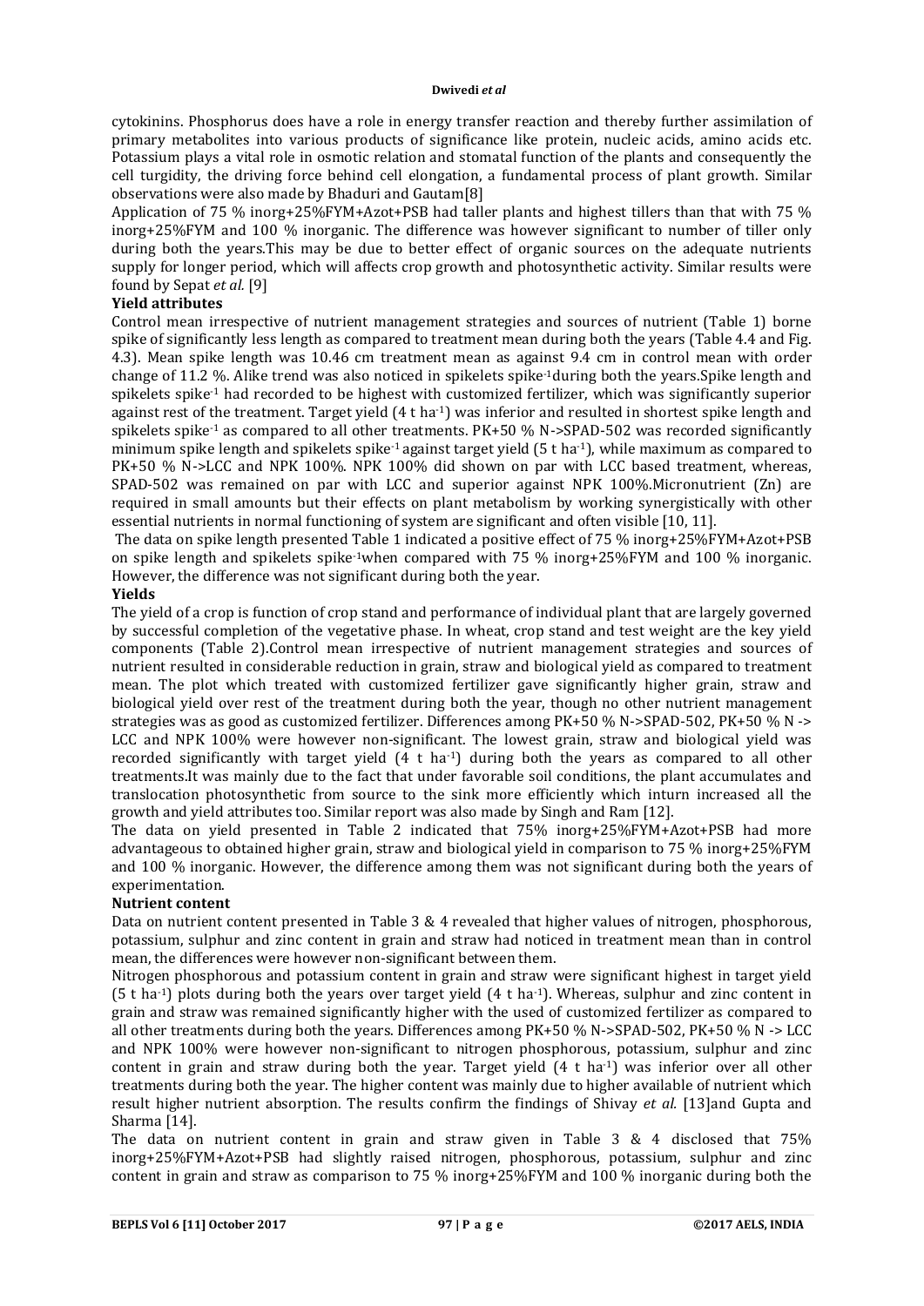cytokinins. Phosphorus does have a role in energy transfer reaction and thereby further assimilation of primary metabolites into various products of significance like protein, nucleic acids, amino acids etc. Potassium plays a vital role in osmotic relation and stomatal function of the plants and consequently the cell turgidity, the driving force behind cell elongation, a fundamental process of plant growth. Similar observations were also made by Bhaduri and Gautam[8]

Application of 75 % inorg+25%FYM+Azot+PSB had taller plants and highest tillers than that with 75 % inorg+25%FYM and 100 % inorganic. The difference was however significant to number of tiller only during both the years.This may be due to better effect of organic sources on the adequate nutrients supply for longer period, which will affects crop growth and photosynthetic activity. Similar results were found by Sepat *et al.* [9]

**Yield attributes**

Control mean irrespective of nutrient management strategies and sources of nutrient (Table 1) borne spike of significantly less length as compared to treatment mean during both the years (Table 4.4 and Fig. 4.3). Mean spike length was 10.46 cm treatment mean as against 9.4 cm in control mean with order change of 11.2 %. Alike trend was also noticed in spikelets spike$^{-1}$during both the years.Spike length and spikelets spike$^{-1}$ had recorded to be highest with customized fertilizer, which was significantly superior against rest of the treatment. Target yield (4 t ha$^{-1}$) was inferior and resulted in shortest spike length and spikelets spike$^{-1}$ as compared to all other treatments. PK+50 % N->SPAD-502 was recorded significantly minimum spike length and spikelets spike$^{-1}$ against target yield (5 t ha$^{-1}$), while maximum as compared to PK+50 % N->LCC and NPK 100%. NPK 100% did shown on par with LCC based treatment, whereas, SPAD-502 was remained on par with LCC and superior against NPK 100%.Micronutrient (Zn) are required in small amounts but their effects on plant metabolism by working synergistically with other essential nutrients in normal functioning of system are significant and often visible [10, 11].

The data on spike length presented Table 1 indicated a positive effect of 75 % inorg+25%FYM+Azot+PSB on spike length and spikelets spike$^{-1}$when compared with 75 % inorg+25%FYM and 100 % inorganic. However, the difference was not significant during both the year.

**Yields**

The yield of a crop is function of crop stand and performance of individual plant that are largely governed by successful completion of the vegetative phase. In wheat, crop stand and test weight are the key yield components (Table 2).Control mean irrespective of nutrient management strategies and sources of nutrient resulted in considerable reduction in grain, straw and biological yield as compared to treatment mean. The plot which treated with customized fertilizer gave significantly higher grain, straw and biological yield over rest of the treatment during both the year, though no other nutrient management strategies was as good as customized fertilizer. Differences among PK+50 % N->SPAD-502, PK+50 % N -> LCC and NPK 100% were however non-significant. The lowest grain, straw and biological yield was recorded significantly with target yield (4 t ha$^{-1}$) during both the years as compared to all other treatments.It was mainly due to the fact that under favorable soil conditions, the plant accumulates and translocation photosynthetic from source to the sink more efficiently which inturn increased all the growth and yield attributes too. Similar report was also made by Singh and Ram [12].

The data on yield presented in Table 2 indicated that 75% inorg+25%FYM+Azot+PSB had more advantageous to obtained higher grain, straw and biological yield in comparison to 75 % inorg+25%FYM and 100 % inorganic. However, the difference among them was not significant during both the years of experimentation.

**Nutrient content**

Data on nutrient content presented in Table 3 & 4 revealed that higher values of nitrogen, phosphorous, potassium, sulphur and zinc content in grain and straw had noticed in treatment mean than in control mean, the differences were however non-significant between them.

Nitrogen phosphorous and potassium content in grain and straw were significant highest in target yield (5 t ha$^{-1}$) plots during both the years over target yield (4 t ha$^{-1}$). Whereas, sulphur and zinc content in grain and straw was remained significantly higher with the used of customized fertilizer as compared to all other treatments during both the years. Differences among PK+50 % N->SPAD-502, PK+50 % N -> LCC and NPK 100% were however non-significant to nitrogen phosphorous, potassium, sulphur and zinc content in grain and straw during both the year. Target yield (4 t ha$^{-1}$) was inferior over all other treatments during both the year. The higher content was mainly due to higher available of nutrient which result higher nutrient absorption. The results confirm the findings of Shivay *et al.* [13]and Gupta and Sharma [14].

The data on nutrient content in grain and straw given in Table 3 & 4 disclosed that 75% inorg+25%FYM+Azot+PSB had slightly raised nitrogen, phosphorous, potassium, sulphur and zinc content in grain and straw as comparison to 75 % inorg+25%FYM and 100 % inorganic during both the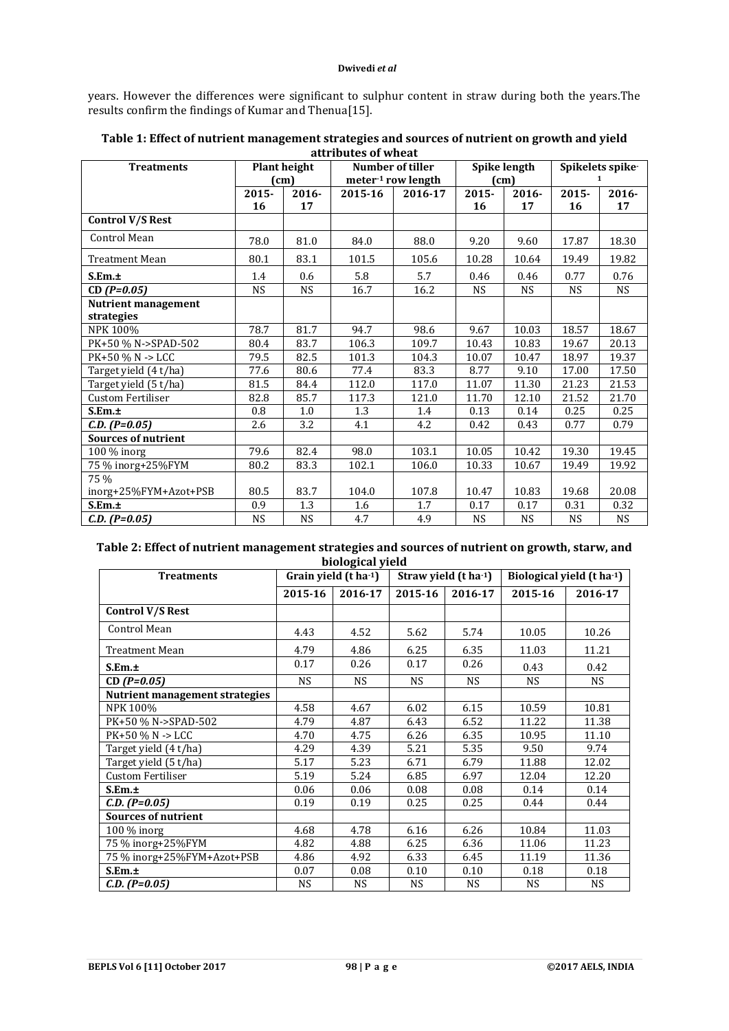years. However the differences were significant to sulphur content in straw during both the years.The results confirm the findings of Kumar and Thenua[15].

**Table 1: Effect of nutrient management strategies and sources of nutrient on growth and yield attributes of wheat**

| Treatments | Plant height (cm) | | Number of tiller meter$^{-1}$ row length | | Spike length (cm) | | Spikelets spike$^{-1}$ | |
|---|---|---|---|---|---|---|---|---|
| | 2015-16 | 2016-17 | 2015-16 | 2016-17 | 2015-16 | 2016-17 | 2015-16 | 2016-17 |
| **Control V/S Rest** | | | | | | | | |
| Control Mean | 78.0 | 81.0 | 84.0 | 88.0 | 9.20 | 9.60 | 17.87 | 18.30 |
| Treatment Mean | 80.1 | 83.1 | 101.5 | 105.6 | 10.28 | 10.64 | 19.49 | 19.82 |
| **S.Em.±** | 1.4 | 0.6 | 5.8 | 5.7 | 0.46 | 0.46 | 0.77 | 0.76 |
| ***CD (P=0.05)*** | NS | NS | 16.7 | 16.2 | NS | NS | NS | NS |
| **Nutrient management strategies** | | | | | | | | |
| NPK 100% | 78.7 | 81.7 | 94.7 | 98.6 | 9.67 | 10.03 | 18.57 | 18.67 |
| PK+50 % N->SPAD-502 | 80.4 | 83.7 | 106.3 | 109.7 | 10.43 | 10.83 | 19.67 | 20.13 |
| PK+50 % N -> LCC | 79.5 | 82.5 | 101.3 | 104.3 | 10.07 | 10.47 | 18.97 | 19.37 |
| Target yield (4 t/ha) | 77.6 | 80.6 | 77.4 | 83.3 | 8.77 | 9.10 | 17.00 | 17.50 |
| Target yield (5 t/ha) | 81.5 | 84.4 | 112.0 | 117.0 | 11.07 | 11.30 | 21.23 | 21.53 |
| Custom Fertiliser | 82.8 | 85.7 | 117.3 | 121.0 | 11.70 | 12.10 | 21.52 | 21.70 |
| **S.Em.±** | 0.8 | 1.0 | 1.3 | 1.4 | 0.13 | 0.14 | 0.25 | 0.25 |
| ***C.D. (P=0.05)*** | 2.6 | 3.2 | 4.1 | 4.2 | 0.42 | 0.43 | 0.77 | 0.79 |
| **Sources of nutrient** | | | | | | | | |
| 100 % inorg | 79.6 | 82.4 | 98.0 | 103.1 | 10.05 | 10.42 | 19.30 | 19.45 |
| 75 % inorg+25%FYM | 80.2 | 83.3 | 102.1 | 106.0 | 10.33 | 10.67 | 19.49 | 19.92 |
| 75 % inorg+25%FYM+Azot+PSB | 80.5 | 83.7 | 104.0 | 107.8 | 10.47 | 10.83 | 19.68 | 20.08 |
| **S.Em.±** | 0.9 | 1.3 | 1.6 | 1.7 | 0.17 | 0.17 | 0.31 | 0.32 |
| ***C.D. (P=0.05)*** | NS | NS | 4.7 | 4.9 | NS | NS | NS | NS |

**Table 2: Effect of nutrient management strategies and sources of nutrient on growth, starw, and biological yield**

| Treatments | Grain yield (t ha$^{-1}$) | | Straw yield (t ha$^{-1}$) | | Biological yield (t ha$^{-1}$) | |
|---|---|---|---|---|---|---|
| | 2015-16 | 2016-17 | 2015-16 | 2016-17 | 2015-16 | 2016-17 |
| **Control V/S Rest** | | | | | | |
| Control Mean | 4.43 | 4.52 | 5.62 | 5.74 | 10.05 | 10.26 |
| Treatment Mean | 4.79 | 4.86 | 6.25 | 6.35 | 11.03 | 11.21 |
| **S.Em.±** | 0.17 | 0.26 | 0.17 | 0.26 | 0.43 | 0.42 |
| ***CD (P=0.05)*** | NS | NS | NS | NS | NS | NS |
| **Nutrient management strategies** | | | | | | |
| NPK 100% | 4.58 | 4.67 | 6.02 | 6.15 | 10.59 | 10.81 |
| PK+50 % N->SPAD-502 | 4.79 | 4.87 | 6.43 | 6.52 | 11.22 | 11.38 |
| PK+50 % N -> LCC | 4.70 | 4.75 | 6.26 | 6.35 | 10.95 | 11.10 |
| Target yield (4 t/ha) | 4.29 | 4.39 | 5.21 | 5.35 | 9.50 | 9.74 |
| Target yield (5 t/ha) | 5.17 | 5.23 | 6.71 | 6.79 | 11.88 | 12.02 |
| Custom Fertiliser | 5.19 | 5.24 | 6.85 | 6.97 | 12.04 | 12.20 |
| **S.Em.±** | 0.06 | 0.06 | 0.08 | 0.08 | 0.14 | 0.14 |
| ***C.D. (P=0.05)*** | 0.19 | 0.19 | 0.25 | 0.25 | 0.44 | 0.44 |
| **Sources of nutrient** | | | | | | |
| 100 % inorg | 4.68 | 4.78 | 6.16 | 6.26 | 10.84 | 11.03 |
| 75 % inorg+25%FYM | 4.82 | 4.88 | 6.25 | 6.36 | 11.06 | 11.23 |
| 75 % inorg+25%FYM+Azot+PSB | 4.86 | 4.92 | 6.33 | 6.45 | 11.19 | 11.36 |
| **S.Em.±** | 0.07 | 0.08 | 0.10 | 0.10 | 0.18 | 0.18 |
| ***C.D. (P=0.05)*** | NS | NS | NS | NS | NS | NS |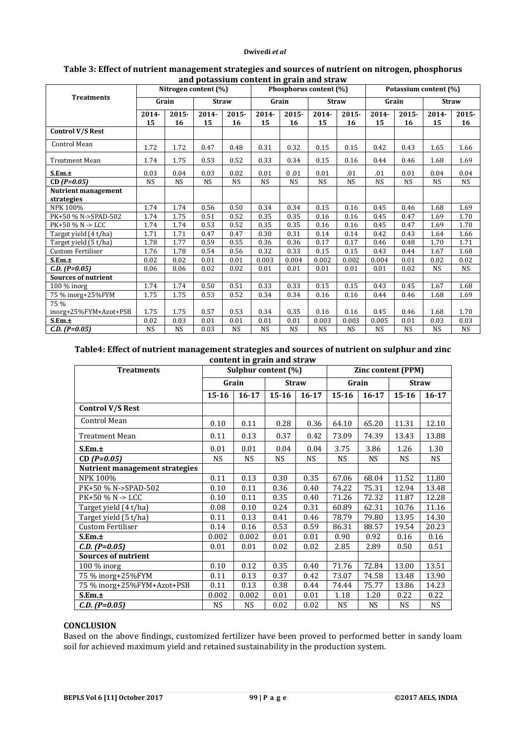**Table 3: Effect of nutrient management strategies and sources of nutrient on nitrogen, phosphorus and potassium content in grain and straw**

| Treatments | Nitrogen content (%) | | | | Phosphorus content (%) | | | | Potassium content (%) | | | |
|---|---|---|---|---|---|---|---|---|---|---|---|---|
| | Grain | | Straw | | Grain | | Straw | | Grain | | Straw | |
| | 2014-15 | 2015-16 | 2014-15 | 2015-16 | 2014-15 | 2015-16 | 2014-15 | 2015-16 | 2014-15 | 2015-16 | 2014-15 | 2015-16 |
| **Control V/S Rest** | | | | | | | | | | | | |
| Control Mean | 1.72 | 1.72 | 0.47 | 0.48 | 0.31 | 0.32 | 0.15 | 0.15 | 0.42 | 0.43 | 1.65 | 1.66 |
| Treatment Mean | 1.74 | 1.75 | 0.53 | 0.52 | 0.33 | 0.34 | 0.15 | 0.16 | 0.44 | 0.46 | 1.68 | 1.69 |
| **S.Em.±** | 0.03 | 0.04 | 0.03 | 0.02 | 0.01 | 0 .01 | 0.01 | .01 | .01 | 0.01 | 0.04 | 0.04 |
| **CD *(P=0.05)*** | NS | NS | NS | NS | NS | NS | NS | NS | NS | NS | NS | NS |
| **Nutrient management strategies** | | | | | | | | | | | | |
| NPK 100% | 1.74 | 1.74 | 0.56 | 0.50 | 0.34 | 0.34 | 0.15 | 0.16 | 0.45 | 0.46 | 1.68 | 1.69 |
| PK+50 % N->SPAD-502 | 1.74 | 1.75 | 0.51 | 0.52 | 0.35 | 0.35 | 0.16 | 0.16 | 0.45 | 0.47 | 1.69 | 1.70 |
| PK+50 % N -> LCC | 1.74 | 1.74 | 0.53 | 0.52 | 0.35 | 0.35 | 0.16 | 0.16 | 0.45 | 0.47 | 1.69 | 1.70 |
| Target yield (4 t/ha) | 1.71 | 1.71 | 0.47 | 0.47 | 0.30 | 0.31 | 0.14 | 0.14 | 0.42 | 0.43 | 1.64 | 1.66 |
| Target yield (5 t/ha) | 1.78 | 1.77 | 0.59 | 0.55 | 0.36 | 0.36 | 0.17 | 0.17 | 0.46 | 0.48 | 1.70 | 1.71 |
| Custom Fertiliser | 1.76 | 1.78 | 0.54 | 0.56 | 0.32 | 0.33 | 0.15 | 0.15 | 0.43 | 0.44 | 1.67 | 1.68 |
| **S.Em.±** | 0.02 | 0.02 | 0.01 | 0.01 | 0.003 | 0.004 | 0.002 | 0.002 | 0.004 | 0.01 | 0.02 | 0.02 |
| ***C.D. (P=0.05)*** | 0.06 | 0.06 | 0.02 | 0.02 | 0.01 | 0.01 | 0.01 | 0.01 | 0.01 | 0.02 | NS | NS |
| **Sources of nutrient** | | | | | | | | | | | | |
| 100 % inorg | 1.74 | 1.74 | 0.50 | 0.51 | 0.33 | 0.33 | 0.15 | 0.15 | 0.43 | 0.45 | 1.67 | 1.68 |
| 75 % inorg+25%FYM | 1.75 | 1.75 | 0.53 | 0.52 | 0.34 | 0.34 | 0.16 | 0.16 | 0.44 | 0.46 | 1.68 | 1.69 |
| 75 % inorg+25%FYM+Azot+PSB | 1.75 | 1.75 | 0.57 | 0.53 | 0.34 | 0.35 | 0.16 | 0.16 | 0.45 | 0.46 | 1.68 | 1.70 |
| **S.Em.±** | 0.02 | 0.03 | 0.01 | 0.01 | 0.01 | 0.01 | 0.003 | 0.003 | 0.005 | 0.01 | 0.03 | 0.03 |
| ***C.D. (P=0.05)*** | NS | NS | 0.03 | NS | NS | NS | NS | NS | NS | NS | NS | NS |

**Table4: Effect of nutrient management strategies and sources of nutrient on sulphur and zinc content in grain and straw**

| Treatments | Sulphur content (%) | | | | Zinc content (PPM) | | | |
|---|---|---|---|---|---|---|---|---|
| | Grain | | Straw | | Grain | | Straw | |
| | 15-16 | 16-17 | 15-16 | 16-17 | 15-16 | 16-17 | 15-16 | 16-17 |
| **Control V/S Rest** | | | | | | | | |
| Control Mean | 0.10 | 0.11 | 0.28 | 0.36 | 64.10 | 65.20 | 11.31 | 12.10 |
| Treatment Mean | 0.11 | 0.13 | 0.37 | 0.42 | 73.09 | 74.39 | 13.43 | 13.88 |
| **S.Em.±** | 0.01 | 0.01 | 0.04 | 0.04 | 3.75 | 3.86 | 1.26 | 1.30 |
| **CD *(P=0.05)*** | NS | NS | NS | NS | NS | NS | NS | NS |
| **Nutrient management strategies** | | | | | | | | |
| NPK 100% | 0.11 | 0.13 | 0.30 | 0.35 | 67.06 | 68.04 | 11.52 | 11.80 |
| PK+50 % N->SPAD-502 | 0.10 | 0.11 | 0.36 | 0.40 | 74.22 | 75.31 | 12.94 | 13.48 |
| PK+50 % N -> LCC | 0.10 | 0.11 | 0.35 | 0.40 | 71.26 | 72.32 | 11.87 | 12.28 |
| Target yield (4 t/ha) | 0.08 | 0.10 | 0.24 | 0.31 | 60.89 | 62.31 | 10.76 | 11.16 |
| Target yield (5 t/ha) | 0.11 | 0.13 | 0.41 | 0.46 | 78.79 | 79.80 | 13.95 | 14.30 |
| Custom Fertiliser | 0.14 | 0.16 | 0.53 | 0.59 | 86.31 | 88.57 | 19.54 | 20.23 |
| **S.Em.±** | 0.002 | 0.002 | 0.01 | 0.01 | 0.90 | 0.92 | 0.16 | 0.16 |
| ***C.D. (P=0.05)*** | 0.01 | 0.01 | 0.02 | 0.02 | 2.85 | 2.89 | 0.50 | 0.51 |
| **Sources of nutrient** | | | | | | | | |
| 100 % inorg | 0.10 | 0.12 | 0.35 | 0.40 | 71.76 | 72.84 | 13.00 | 13.51 |
| 75 % inorg+25%FYM | 0.11 | 0.13 | 0.37 | 0.42 | 73.07 | 74.58 | 13.48 | 13.90 |
| 75 % inorg+25%FYM+Azot+PSB | 0.11 | 0.13 | 0.38 | 0.44 | 74.44 | 75.77 | 13.86 | 14.23 |
| **S.Em.±** | 0.002 | 0.002 | 0.01 | 0.01 | 1.18 | 1.20 | 0.22 | 0.22 |
| ***C.D. (P=0.05)*** | NS | NS | 0.02 | 0.02 | NS | NS | NS | NS |

## CONCLUSION

Based on the above findings, customized fertilizer have been proved to performed better in sandy loam soil for achieved maximum yield and retained sustainability in the production system.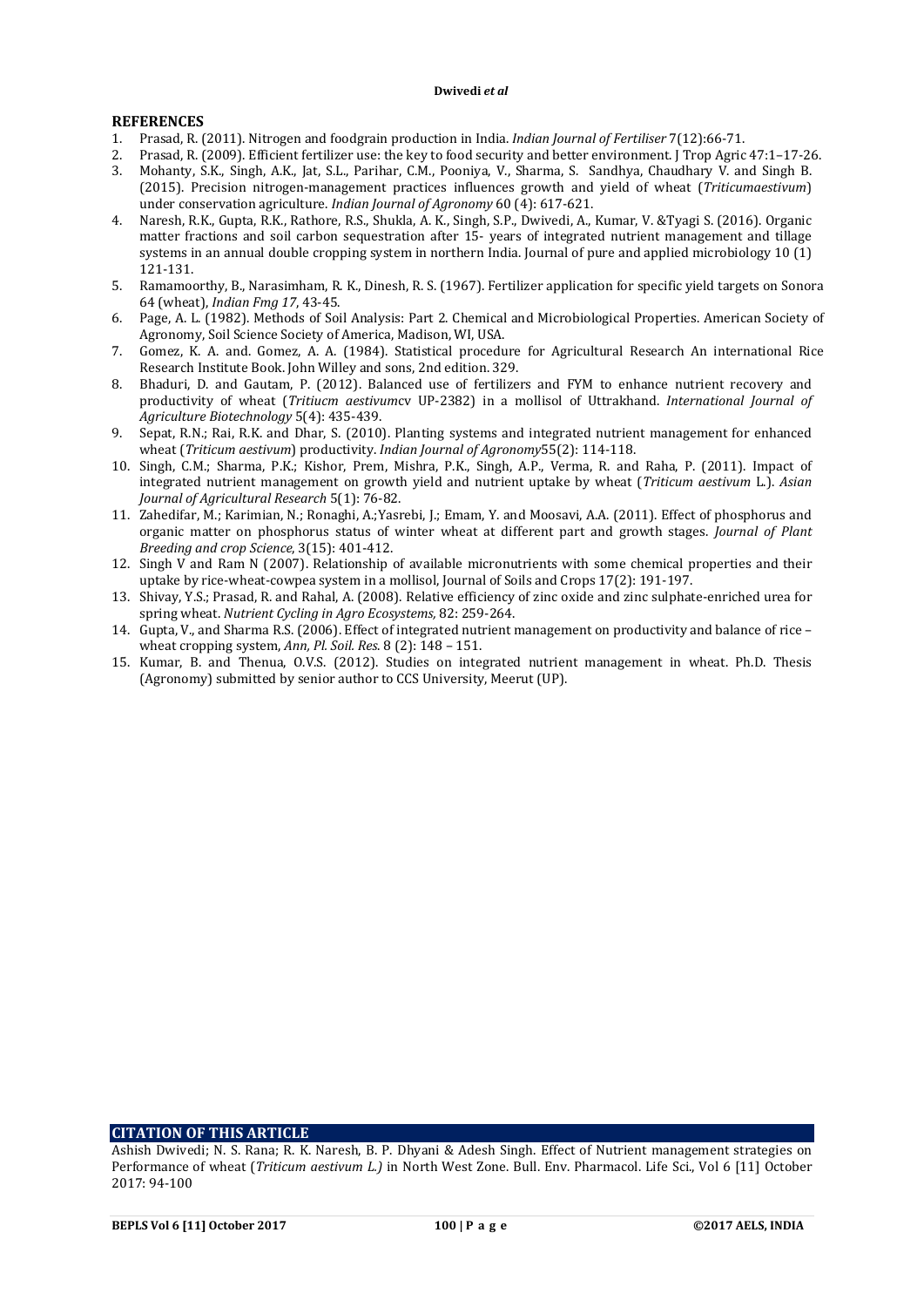## REFERENCES

1. Prasad, R. (2011). Nitrogen and foodgrain production in India. *Indian Journal of Fertiliser* 7(12):66-71.
2. Prasad, R. (2009). Efficient fertilizer use: the key to food security and better environment. J Trop Agric 47:1–17-26.
3. Mohanty, S.K., Singh, A.K., Jat, S.L., Parihar, C.M., Pooniya, V., Sharma, S. Sandhya, Chaudhary V. and Singh B. (2015). Precision nitrogen-management practices influences growth and yield of wheat (*Triticumaestivum*) under conservation agriculture. *Indian Journal of Agronomy* 60 (4): 617-621.
4. Naresh, R.K., Gupta, R.K., Rathore, R.S., Shukla, A. K., Singh, S.P., Dwivedi, A., Kumar, V. &Tyagi S. (2016). Organic matter fractions and soil carbon sequestration after 15- years of integrated nutrient management and tillage systems in an annual double cropping system in northern India. Journal of pure and applied microbiology 10 (1) 121-131.
5. Ramamoorthy, B., Narasimham, R. K., Dinesh, R. S. (1967). Fertilizer application for specific yield targets on Sonora 64 (wheat), *Indian Fmg 17*, 43-45.
6. Page, A. L. (1982). Methods of Soil Analysis: Part 2. Chemical and Microbiological Properties. American Society of Agronomy, Soil Science Society of America, Madison, WI, USA.
7. Gomez, K. A. and. Gomez, A. A. (1984). Statistical procedure for Agricultural Research An international Rice Research Institute Book. John Willey and sons, 2nd edition. 329.
8. Bhaduri, D. and Gautam, P. (2012). Balanced use of fertilizers and FYM to enhance nutrient recovery and productivity of wheat (*Tritiucm aestivum*cv UP-2382) in a mollisol of Uttrakhand. *International Journal of Agriculture Biotechnology* 5(4): 435-439.
9. Sepat, R.N.; Rai, R.K. and Dhar, S. (2010). Planting systems and integrated nutrient management for enhanced wheat (*Triticum aestivum*) productivity. *Indian Journal of Agronomy*55(2): 114-118.
10. Singh, C.M.; Sharma, P.K.; Kishor, Prem, Mishra, P.K., Singh, A.P., Verma, R. and Raha, P. (2011). Impact of integrated nutrient management on growth yield and nutrient uptake by wheat (*Triticum aestivum* L.). *Asian Journal of Agricultural Research* 5(1): 76-82.
11. Zahedifar, M.; Karimian, N.; Ronaghi, A.;Yasrebi, J.; Emam, Y. and Moosavi, A.A. (2011). Effect of phosphorus and organic matter on phosphorus status of winter wheat at different part and growth stages. *Journal of Plant Breeding and crop Science*, 3(15): 401-412.
12. Singh V and Ram N (2007). Relationship of available micronutrients with some chemical properties and their uptake by rice-wheat-cowpea system in a mollisol, Journal of Soils and Crops 17(2): 191-197.
13. Shivay, Y.S.; Prasad, R. and Rahal, A. (2008). Relative efficiency of zinc oxide and zinc sulphate-enriched urea for spring wheat. *Nutrient Cycling in Agro Ecosystems,* 82: 259-264.
14. Gupta, V., and Sharma R.S. (2006). Effect of integrated nutrient management on productivity and balance of rice – wheat cropping system, *Ann, Pl. Soil. Res.* 8 (2): 148 – 151.
15. Kumar, B. and Thenua, O.V.S. (2012). Studies on integrated nutrient management in wheat. Ph.D. Thesis (Agronomy) submitted by senior author to CCS University, Meerut (UP).

### CITATION OF THIS ARTICLE

Ashish Dwivedi; N. S. Rana; R. K. Naresh, B. P. Dhyani & Adesh Singh. Effect of Nutrient management strategies on Performance of wheat (*Triticum aestivum L.)* in North West Zone. Bull. Env. Pharmacol. Life Sci., Vol 6 [11] October 2017: 94-100